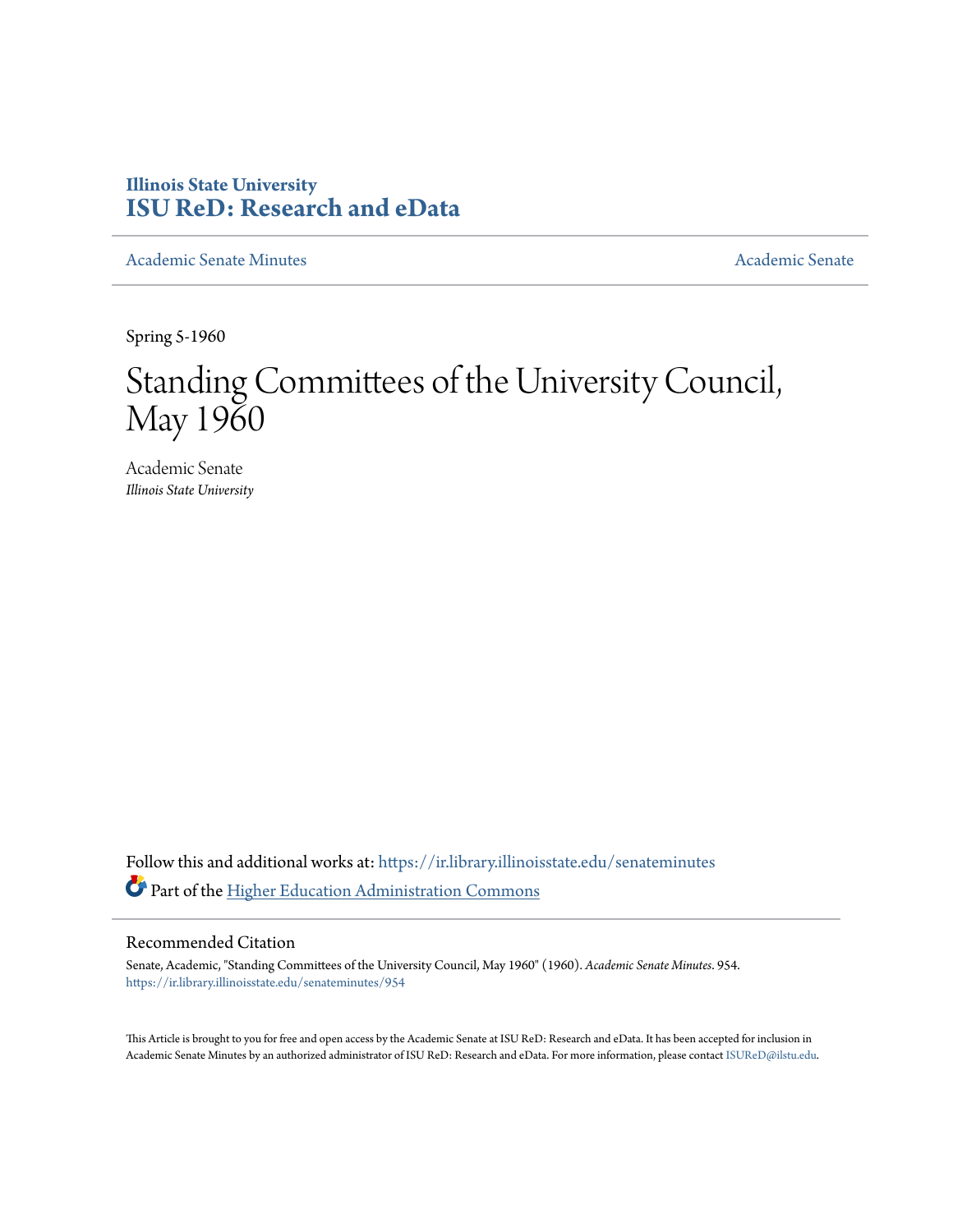**Illinois State University**
**ISU ReD: Research and eData**

Academic Senate Minutes | Academic Senate

Spring 5-1960

# Standing Committees of the University Council, May 1960

Academic Senate
*Illinois State University*

Follow this and additional works at: https://ir.library.illinoisstate.edu/senateminutes

Part of the Higher Education Administration Commons

## Recommended Citation

Senate, Academic, "Standing Committees of the University Council, May 1960" (1960). *Academic Senate Minutes*. 954.
https://ir.library.illinoisstate.edu/senateminutes/954

This Article is brought to you for free and open access by the Academic Senate at ISU ReD: Research and eData. It has been accepted for inclusion in Academic Senate Minutes by an authorized administrator of ISU ReD: Research and eData. For more information, please contact ISUReD@ilstu.edu.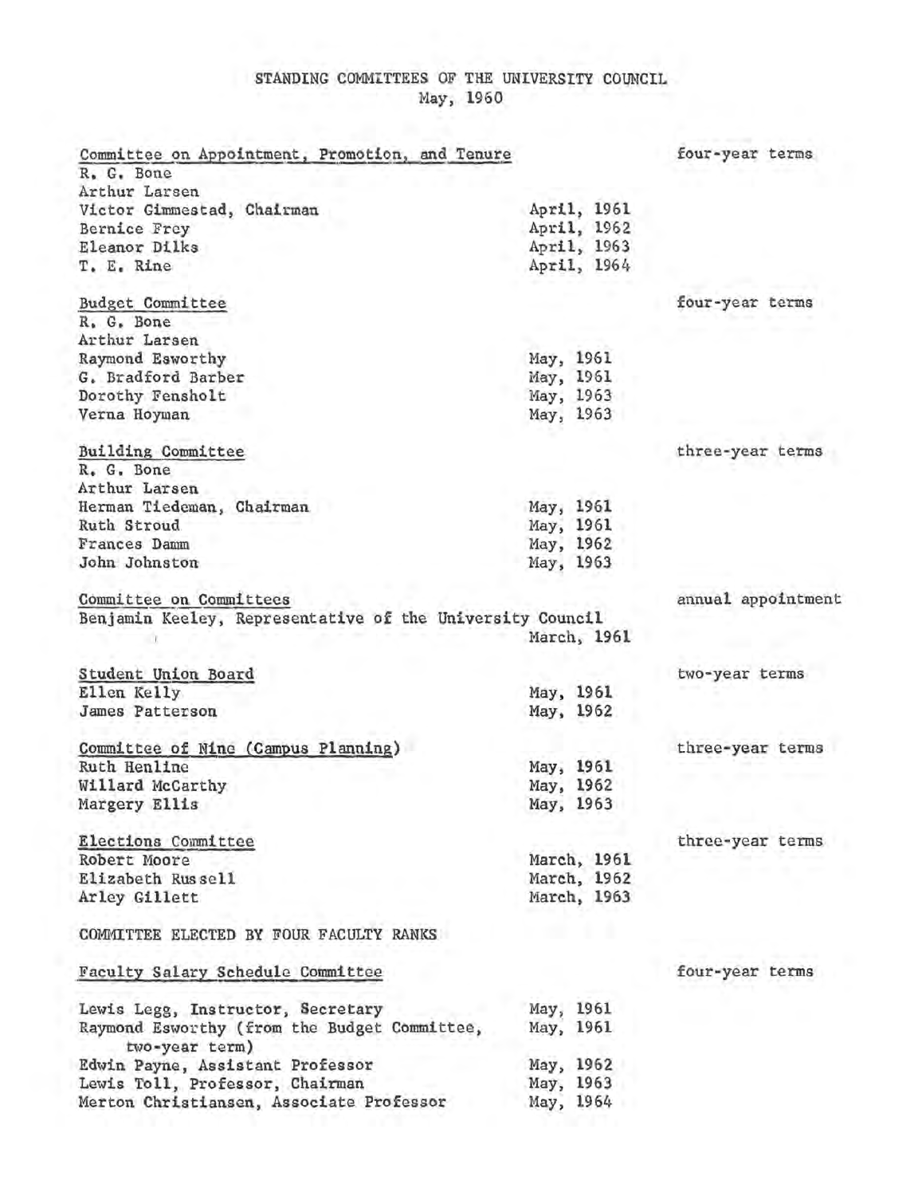# STANDING COMMITTEES OF THE UNIVERSITY COUNCIL

May, 1960

| | | |
|---|---|---|
| <u>Committee on Appointment, Promotion, and Tenure</u> | | four-year terms |
| R. G. Bone | | |
| Arthur Larsen | | |
| Victor Gimmestad, Chairman | April, 1961 | |
| Bernice Frey | April, 1962 | |
| Eleanor Dilks | April, 1963 | |
| T. E. Rine | April, 1964 | |
| | | |
| <u>Budget Committee</u> | | four-year terms |
| R. G. Bone | | |
| Arthur Larsen | | |
| Raymond Esworthy | May, 1961 | |
| G. Bradford Barber | May, 1961 | |
| Dorothy Fensholt | May, 1963 | |
| Verna Hoyman | May, 1963 | |
| | | |
| <u>Building Committee</u> | | three-year terms |
| R. G. Bone | | |
| Arthur Larsen | | |
| Herman Tiedeman, Chairman | May, 1961 | |
| Ruth Stroud | May, 1961 | |
| Frances Damm | May, 1962 | |
| John Johnston | May, 1963 | |
| | | |
| <u>Committee on Committees</u> | | annual appointment |
| Benjamin Keeley, Representative of the University Council | March, 1961 | |
| | | |
| <u>Student Union Board</u> | | two-year terms |
| Ellen Kelly | May, 1961 | |
| James Patterson | May, 1962 | |
| | | |
| <u>Committee of Nine (Campus Planning)</u> | | three-year terms |
| Ruth Henline | May, 1961 | |
| Willard McCarthy | May, 1962 | |
| Margery Ellis | May, 1963 | |
| | | |
| <u>Elections Committee</u> | | three-year terms |
| Robert Moore | March, 1961 | |
| Elizabeth Russell | March, 1962 | |
| Arley Gillett | March, 1963 | |

COMMITTEE ELECTED BY FOUR FACULTY RANKS

| | | |
|---|---|---|
| <u>Faculty Salary Schedule Committee</u> | | four-year terms |
| Lewis Legg, Instructor, Secretary | May, 1961 | |
| Raymond Esworthy (from the Budget Committee, two-year term) | May, 1961 | |
| Edwin Payne, Assistant Professor | May, 1962 | |
| Lewis Toll, Professor, Chairman | May, 1963 | |
| Merton Christiansen, Associate Professor | May, 1964 | |